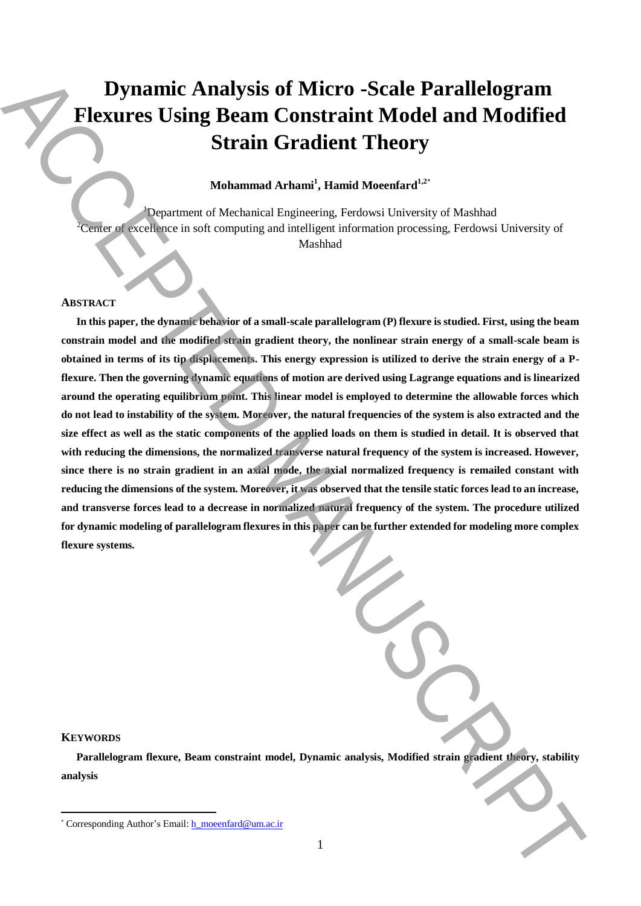# Dynamic Analysis of Micro -Scale Parallelogram Flexures Using Beam Constraint Model and Modified Strain Gradient Theory

**Mohammad Arhami[1], Hamid Moeenfard[1,2*]**

[1]Department of Mechanical Engineering, Ferdowsi University of Mashhad
[2]Center of excellence in soft computing and intelligent information processing, Ferdowsi University of Mashhad

## ABSTRACT

**In this paper, the dynamic behavior of a small-scale parallelogram (P) flexure is studied. First, using the beam constrain model and the modified strain gradient theory, the nonlinear strain energy of a small-scale beam is obtained in terms of its tip displacements. This energy expression is utilized to derive the strain energy of a P-flexure. Then the governing dynamic equations of motion are derived using Lagrange equations and is linearized around the operating equilibrium point. This linear model is employed to determine the allowable forces which do not lead to instability of the system. Moreover, the natural frequencies of the system is also extracted and the size effect as well as the static components of the applied loads on them is studied in detail. It is observed that with reducing the dimensions, the normalized transverse natural frequency of the system is increased. However, since there is no strain gradient in an axial mode, the axial normalized frequency is remailed constant with reducing the dimensions of the system. Moreover, it was observed that the tensile static forces lead to an increase, and transverse forces lead to a decrease in normalized natural frequency of the system. The procedure utilized for dynamic modeling of parallelogram flexures in this paper can be further extended for modeling more complex flexure systems.**

## KEYWORDS

**Parallelogram flexure, Beam constraint model, Dynamic analysis, Modified strain gradient theory, stability analysis**

[*] Corresponding Author's Email: h_moeenfard@um.ac.ir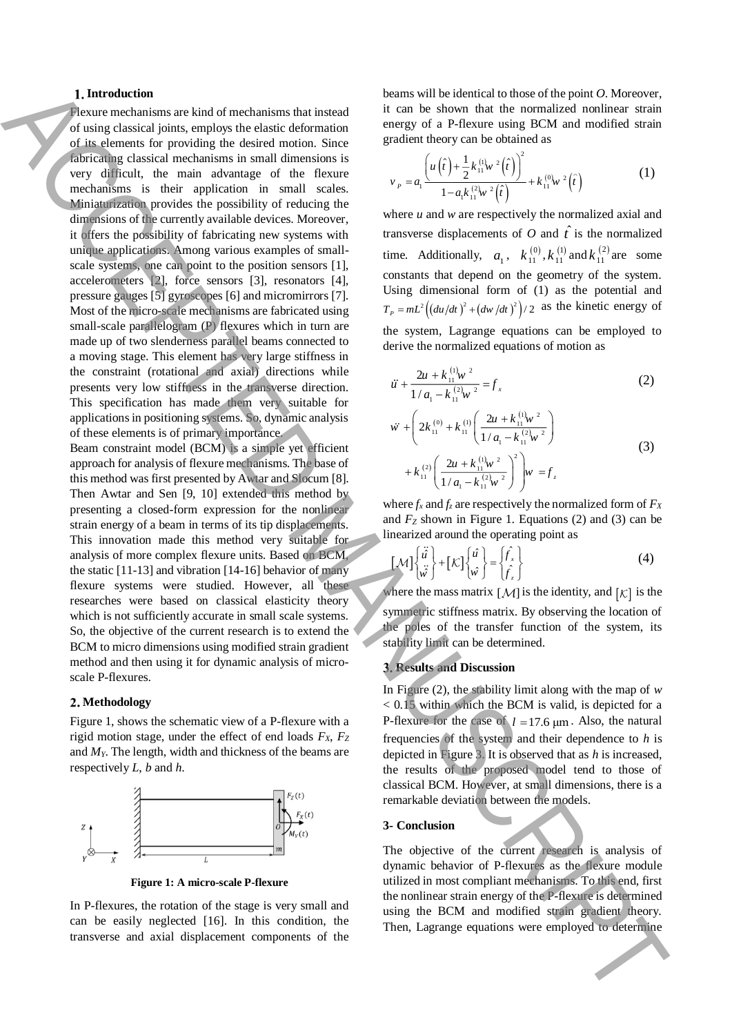## 1. Introduction

Flexure mechanisms are kind of mechanisms that instead of using classical joints, employs the elastic deformation of its elements for providing the desired motion. Since fabricating classical mechanisms in small dimensions is very difficult, the main advantage of the flexure mechanisms is their application in small scales. Miniaturization provides the possibility of reducing the dimensions of the currently available devices. Moreover, it offers the possibility of fabricating new systems with unique applications. Among various examples of small-scale systems, one can point to the position sensors [1], accelerometers [2], force sensors [3], resonators [4], pressure gauges [5] gyroscopes [6] and micromirrors [7]. Most of the micro-scale mechanisms are fabricated using small-scale parallelogram (P) flexures which in turn are made up of two slenderness parallel beams connected to a moving stage. This element has very large stiffness in the constraint (rotational and axial) directions while presents very low stiffness in the transverse direction. This specification has made them very suitable for applications in positioning systems. So, dynamic analysis of these elements is of primary importance.

Beam constraint model (BCM) is a simple yet efficient approach for analysis of flexure mechanisms. The base of this method was first presented by Awtar and Slocum [8]. Then Awtar and Sen [9, 10] extended this method by presenting a closed-form expression for the nonlinear strain energy of a beam in terms of its tip displacements. This innovation made this method very suitable for analysis of more complex flexure units. Based on BCM, the static [11-13] and vibration [14-16] behavior of many flexure systems were studied. However, all these researches were based on classical elasticity theory which is not sufficiently accurate in small scale systems. So, the objective of the current research is to extend the BCM to micro dimensions using modified strain gradient method and then using it for dynamic analysis of micro-scale P-flexures.

## 2. Methodology

Figure 1, shows the schematic view of a P-flexure with a rigid motion stage, under the effect of end loads $F_X$, $F_Z$ and $M_Y$. The length, width and thickness of the beams are respectively $L$, $b$ and $h$.

**Figure 1: A micro-scale P-flexure**

In P-flexures, the rotation of the stage is very small and can be easily neglected [16]. In this condition, the transverse and axial displacement components of the beams will be identical to those of the point $O$. Moreover, it can be shown that the normalized nonlinear strain energy of a P-flexure using BCM and modified strain gradient theory can be obtained as

$$v_P = a_1 \frac{\left(u\left(\hat{t}\right) + \frac{1}{2}k_{11}^{(1)} w^2\left(\hat{t}\right)\right)^2}{1 - a_1 k_{11}^{(2)} w^2\left(\hat{t}\right)} + k_{11}^{(0)} w^2\left(\hat{t}\right) \tag{1}$$

where $u$ and $w$ are respectively the normalized axial and transverse displacements of $O$ and $\hat{t}$ is the normalized time. Additionally, $a_1$, $k_{11}^{(0)}, k_{11}^{(1)}$ and $k_{11}^{(2)}$ are some constants that depend on the geometry of the system. Using dimensional form of (1) as the potential and $T_P = mL^2\left(\left(du/dt\right)^2 + \left(dw/dt\right)^2\right)/2$ as the kinetic energy of the system, Lagrange equations can be employed to derive the normalized equations of motion as

$$\ddot{u} + \frac{2u + k_{11}^{(1)} w^2}{1/a_1 - k_{11}^{(2)} w^2} = f_x \tag{2}$$

$$\ddot{w} + \left(2k_{11}^{(0)} + k_{11}^{(1)}\left(\frac{2u + k_{11}^{(1)} w^2}{1/a_1 - k_{11}^{(2)} w^2}\right) + k_{11}^{(2)}\left(\frac{2u + k_{11}^{(1)} w^2}{1/a_1 - k_{11}^{(2)} w^2}\right)^2\right) w = f_z \tag{3}$$

where $f_x$ and $f_z$ are respectively the normalized form of $F_X$ and $F_Z$ shown in Figure 1. Equations (2) and (3) can be linearized around the operating point as

$$[\mathcal{M}]\begin{Bmatrix}\ddot{\hat{u}} \\ \ddot{\hat{w}}\end{Bmatrix} + [\mathcal{K}]\begin{Bmatrix}\hat{u} \\ \hat{w}\end{Bmatrix} = \begin{Bmatrix}\hat{f}_x \\ \hat{f}_z\end{Bmatrix} \tag{4}$$

where the mass matrix $[\mathcal{M}]$ is the identity, and $[\mathcal{K}]$ is the symmetric stiffness matrix. By observing the location of the poles of the transfer function of the system, its stability limit can be determined.

## 3. Results and Discussion

In Figure (2), the stability limit along with the map of $w < 0.15$ within which the BCM is valid, is depicted for a P-flexure for the case of $l = 17.6\ \mu\text{m}$. Also, the natural frequencies of the system and their dependence to $h$ is depicted in Figure 3. It is observed that as $h$ is increased, the results of the proposed model tend to those of classical BCM. However, at small dimensions, there is a remarkable deviation between the models.

## 3- Conclusion

The objective of the current research is analysis of dynamic behavior of P-flexures as the flexure module utilized in most compliant mechanisms. To this end, first the nonlinear strain energy of the P-flexure is determined using the BCM and modified strain gradient theory. Then, Lagrange equations were employed to determine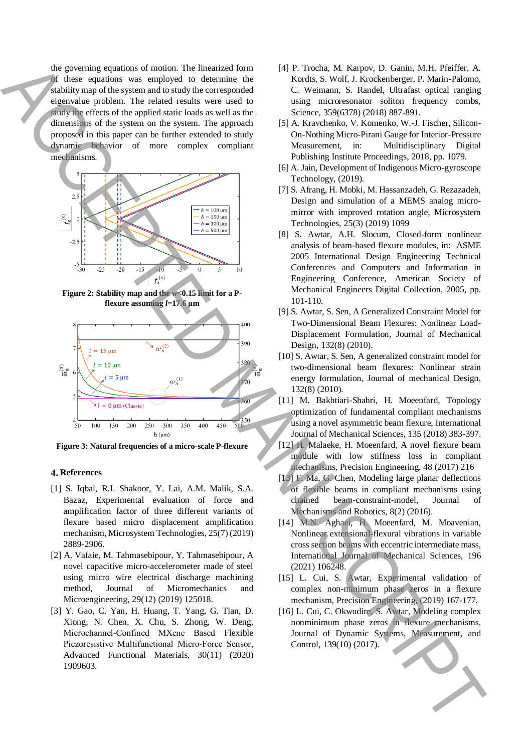the governing equations of motion. The linearized form of these equations was employed to determine the stability map of the system and to study the corresponded eigenvalue problem. The related results were used to study the effects of the applied static loads as well as the dimensions of the system on the system. The approach proposed in this paper can be further extended to study dynamic behavior of more complex compliant mechanisms.

5
2.5
0
-2.5
-5
$f_z^{(s)}$
-30 -25 -20 -15 -10 -5 0 5 10
$f_x^{(s)}$
$h$ = 100 μm
$h$ = 150 μm
$h$ = 300 μm
$h$ = 500 μm

**Figure 2: Stability map and the $w$<0.15 limit for a P-flexure assuming $l$=17.6 μm**

8
7
6
5
4
$\bar{\omega}_n^{(1)}$
400
390
380
370
360
350
$\bar{\omega}_n^{(2)}$
50 100 150 200 250 300 350 400 450 500
$h$ (μm)
$l$ = 15 μm
$l$ = 10 μm
$l$ = 5 μm
$l$ = 0 μm (Classic)
$w_n^{(2)}$
$w_n^{(1)}$

**Figure 3: Natural frequencies of a micro-scale P-flexure**

## 4. References

[1] S. Iqbal, R.I. Shakoor, Y. Lai, A.M. Malik, S.A. Bazaz, Experimental evaluation of force and amplification factor of three different variants of flexure based micro displacement amplification mechanism, Microsystem Technologies, 25(7) (2019) 2889-2906.

[2] A. Vafaie, M. Tahmasebipour, Y. Tahmasebipour, A novel capacitive micro-accelerometer made of steel using micro wire electrical discharge machining method, Journal of Micromechanics and Microengineering, 29(12) (2019) 125018.

[3] Y. Gao, C. Yan, H. Huang, T. Yang, G. Tian, D. Xiong, N. Chen, X. Chu, S. Zhong, W. Deng, Microchannel-Confined MXene Based Flexible Piezoresistive Multifunctional Micro-Force Sensor, Advanced Functional Materials, 30(11) (2020) 1909603.

[4] P. Trocha, M. Karpov, D. Ganin, M.H. Pfeiffer, A. Kordts, S. Wolf, J. Krockenberger, P. Marin-Palomo, C. Weimann, S. Randel, Ultrafast optical ranging using microresonator soliton frequency combs, Science, 359(6378) (2018) 887-891.

[5] A. Kravchenko, V. Komenko, W.-J. Fischer, Silicon-On-Nothing Micro-Pirani Gauge for Interior-Pressure Measurement, in: Multidisciplinary Digital Publishing Institute Proceedings, 2018, pp. 1079.

[6] A. Jain, Development of Indigenous Micro-gyroscope Technology, (2019).

[7] S. Afrang, H. Mobki, M. Hassanzadeh, G. Rezazadeh, Design and simulation of a MEMS analog micro-mirror with improved rotation angle, Microsystem Technologies, 25(3) (2019) 1099

[8] S. Awtar, A.H. Slocum, Closed-form nonlinear analysis of beam-based flexure modules, in: ASME 2005 International Design Engineering Technical Conferences and Computers and Information in Engineering Conference, American Society of Mechanical Engineers Digital Collection, 2005, pp. 101-110.

[9] S. Awtar, S. Sen, A Generalized Constraint Model for Two-Dimensional Beam Flexures: Nonlinear Load-Displacement Formulation, Journal of Mechanical Design, 132(8) (2010).

[10] S. Awtar, S. Sen, A generalized constraint model for two-dimensional beam flexures: Nonlinear strain energy formulation, Journal of mechanical Design, 132(8) (2010).

[11] M. Bakhtiari-Shahri, H. Moeenfard, Topology optimization of fundamental compliant mechanisms using a novel asymmetric beam flexure, International Journal of Mechanical Sciences, 135 (2018) 383-397.

[12] H. Malaeke, H. Moeenfard, A novel flexure beam module with low stiffness loss in compliant mechanisms, Precision Engineering, 48 (2017) 216

[13] F. Ma, G. Chen, Modeling large planar deflections of flexible beams in compliant mechanisms using chained beam-constraint-model, Journal of Mechanisms and Robotics, 8(2) (2016).

[14] M.N. Aghaei, H. Moeenfard, M. Moavenian, Nonlinear extensional-flexural vibrations in variable cross section beams with eccentric intermediate mass, International Journal of Mechanical Sciences, 196 (2021) 106248.

[15] L. Cui, S. Awtar, Experimental validation of complex non-minimum phase zeros in a flexure mechanism, Precision Engineering, (2019) 167-177.

[16] L. Cui, C. Okwudire, S. Awtar, Modeling complex nonminimum phase zeros in flexure mechanisms, Journal of Dynamic Systems, Measurement, and Control, 139(10) (2017).